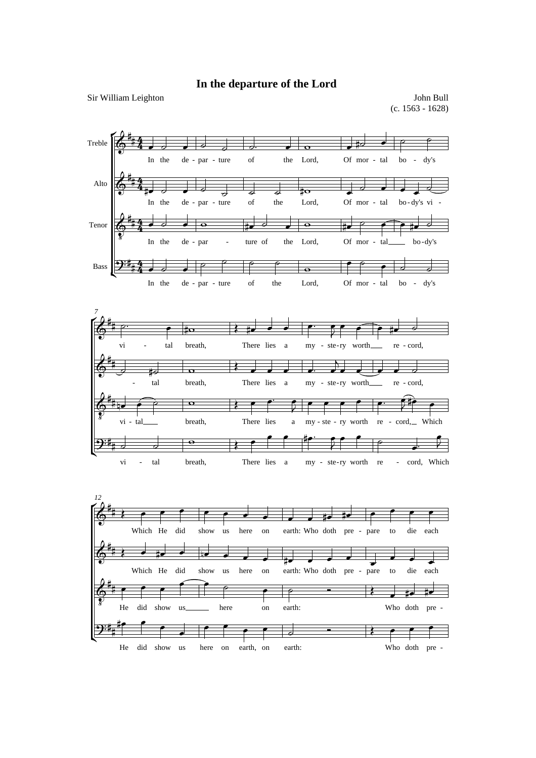# In the departure of the Lord

Sir William Leighton

John Bull
(c. 1563 - 1628)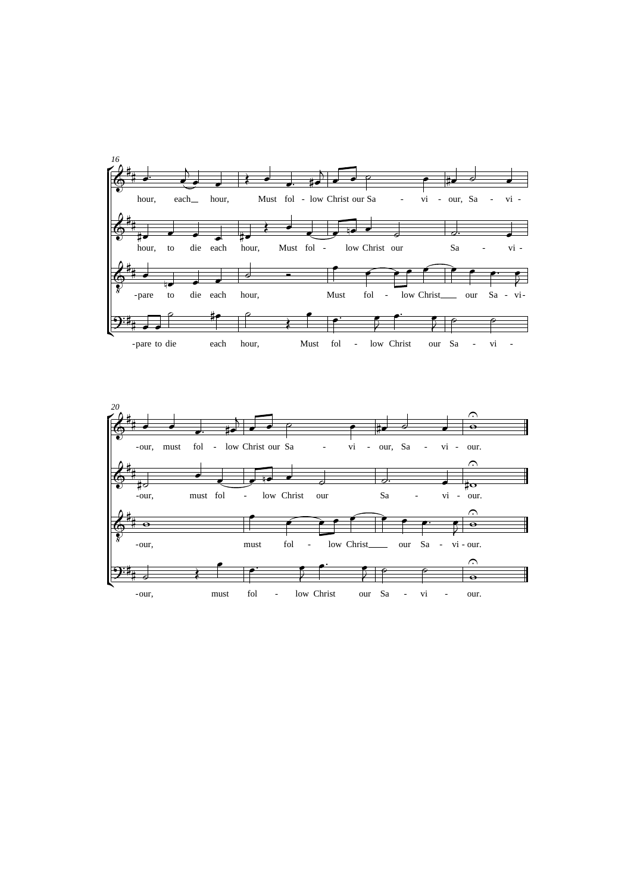16

hour, each hour, Must fol - low Christ our Sa - vi - our, Sa - vi -

hour, to die each hour, Must fol - low Christ our Sa - vi -

-pare to die each hour, Must fol - low Christ our Sa - vi-

-pare to die each hour, Must fol - low Christ our Sa - vi -

20

-our, must fol - low Christ our Sa - vi - our, Sa - vi - our.

-our, must fol - low Christ our Sa - vi - our.

-our, must fol - low Christ our Sa - vi - our.

-our, must fol - low Christ our Sa - vi - our.